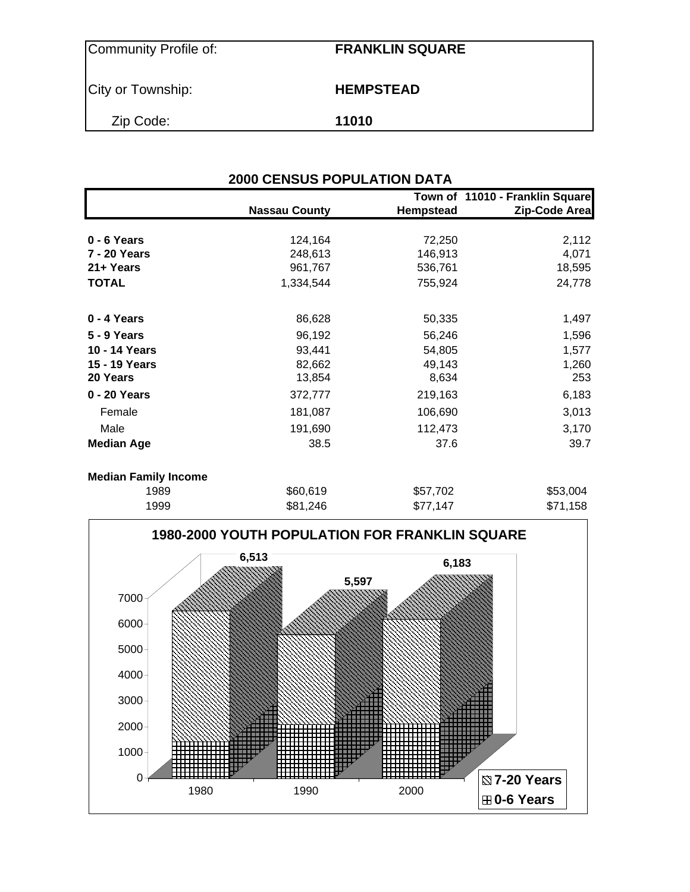| Community Profile of: | **FRANKLIN SQUARE** |
|---|---|
| City or Township: | **HEMPSTEAD** |
| Zip Code: | **11010** |

## 2000 CENSUS POPULATION DATA

| | **Nassau County** | **Town of Hempstead** | **11010 - Franklin Square Zip-Code Area** |
|---|---|---|---|
| **0 - 6 Years** | 124,164 | 72,250 | 2,112 |
| **7 - 20 Years** | 248,613 | 146,913 | 4,071 |
| **21+ Years** | 961,767 | 536,761 | 18,595 |
| **TOTAL** | 1,334,544 | 755,924 | 24,778 |
| | | | |
| **0 - 4 Years** | 86,628 | 50,335 | 1,497 |
| **5 - 9 Years** | 96,192 | 56,246 | 1,596 |
| **10 - 14 Years** | 93,441 | 54,805 | 1,577 |
| **15 - 19 Years** | 82,662 | 49,143 | 1,260 |
| **20 Years** | 13,854 | 8,634 | 253 |
| **0 - 20 Years** | 372,777 | 219,163 | 6,183 |
| Female | 181,087 | 106,690 | 3,013 |
| Male | 191,690 | 112,473 | 3,170 |
| **Median Age** | 38.5 | 37.6 | 39.7 |
| | | | |
| **Median Family Income** | | | |
| 1989 | $60,619 | $57,702 | $53,004 |
| 1999 | $81,246 | $77,147 | $71,158 |

**1980-2000 YOUTH POPULATION FOR FRANKLIN SQUARE**

| Year | Total (0-20 Years) |
|---|---|
| 1980 | 6,513 |
| 1990 | 5,597 |
| 2000 | 6,183 |

Legend: 7-20 Years; 0-6 Years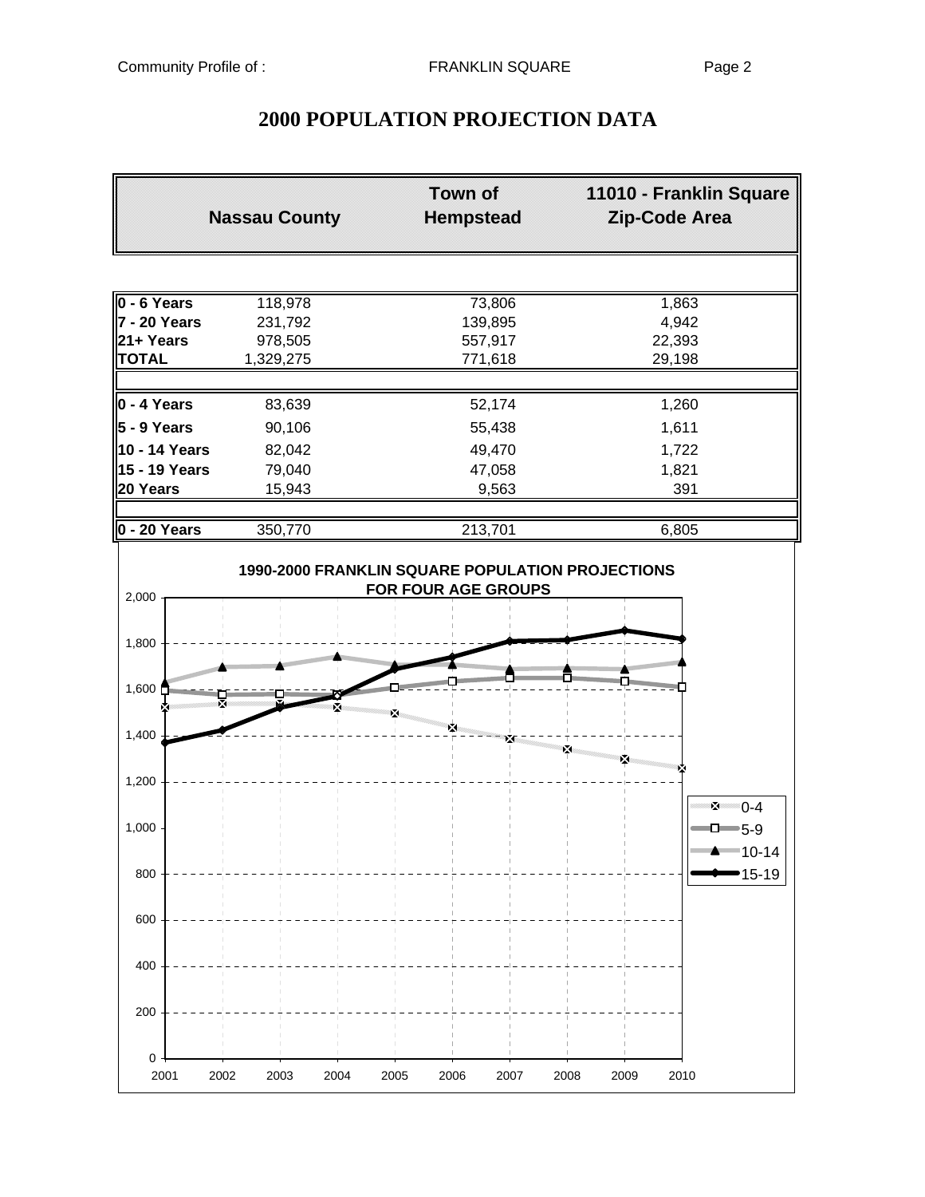# 2000 POPULATION PROJECTION DATA

| | Nassau County | Town of Hempstead | 11010 - Franklin Square Zip-Code Area |
|---|---|---|---|
| **0 - 6 Years** | 118,978 | 73,806 | 1,863 |
| **7 - 20 Years** | 231,792 | 139,895 | 4,942 |
| **21+ Years** | 978,505 | 557,917 | 22,393 |
| **TOTAL** | 1,329,275 | 771,618 | 29,198 |
| | | | |
| **0 - 4 Years** | 83,639 | 52,174 | 1,260 |
| **5 - 9 Years** | 90,106 | 55,438 | 1,611 |
| **10 - 14 Years** | 82,042 | 49,470 | 1,722 |
| **15 - 19 Years** | 79,040 | 47,058 | 1,821 |
| **20 Years** | 15,943 | 9,563 | 391 |
| | | | |
| **0 - 20 Years** | 350,770 | 213,701 | 6,805 |

**1990-2000 FRANKLIN SQUARE POPULATION PROJECTIONS FOR FOUR AGE GROUPS**

Legend: 0-4, 5-9, 10-14, 15-19

X-axis: 2001, 2002, 2003, 2004, 2005, 2006, 2007, 2008, 2009, 2010

Y-axis: 0, 200, 400, 600, 800, 1,000, 1,200, 1,400, 1,600, 1,800, 2,000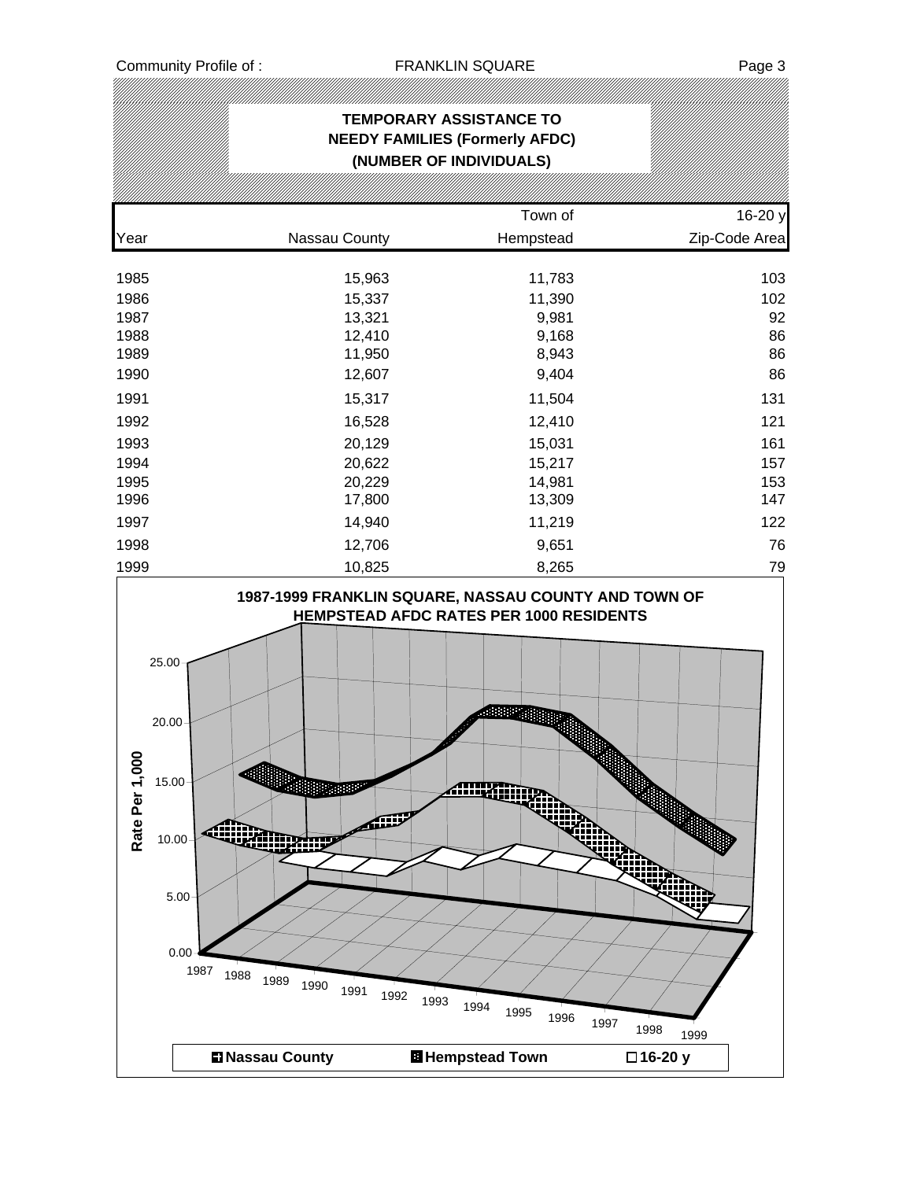## TEMPORARY ASSISTANCE TO NEEDY FAMILIES (Formerly AFDC) (NUMBER OF INDIVIDUALS)

| Year | Nassau County | Town of Hempstead | 16-20 y Zip-Code Area |
|---|---|---|---|
| 1985 | 15,963 | 11,783 | 103 |
| 1986 | 15,337 | 11,390 | 102 |
| 1987 | 13,321 | 9,981 | 92 |
| 1988 | 12,410 | 9,168 | 86 |
| 1989 | 11,950 | 8,943 | 86 |
| 1990 | 12,607 | 9,404 | 86 |
| 1991 | 15,317 | 11,504 | 131 |
| 1992 | 16,528 | 12,410 | 121 |
| 1993 | 20,129 | 15,031 | 161 |
| 1994 | 20,622 | 15,217 | 157 |
| 1995 | 20,229 | 14,981 | 153 |
| 1996 | 17,800 | 13,309 | 147 |
| 1997 | 14,940 | 11,219 | 122 |
| 1998 | 12,706 | 9,651 | 76 |
| 1999 | 10,825 | 8,265 | 79 |

**1987-1999 FRANKLIN SQUARE, NASSAU COUNTY AND TOWN OF HEMPSTEAD AFDC RATES PER 1000 RESIDENTS**

Rate Per 1,000

Nassau County | Hempstead Town | 16-20 y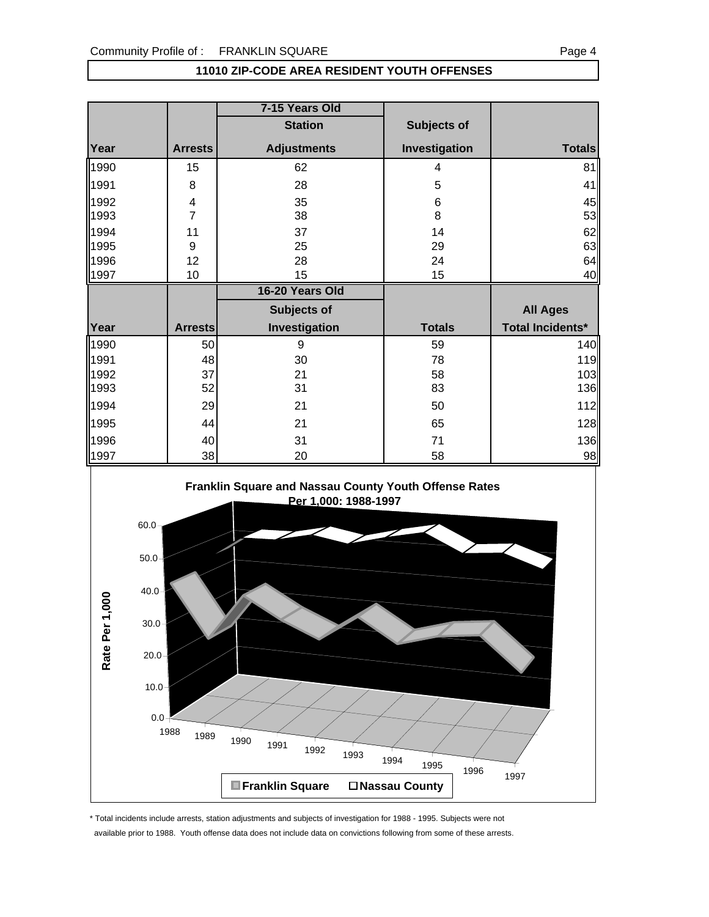## 11010 ZIP-CODE AREA RESIDENT YOUTH OFFENSES

| | | 7-15 Years Old | | |
|---|---|---|---|---|
| | | Station | Subjects of | |
| Year | Arrests | Adjustments | Investigation | Totals |
| 1990 | 15 | 62 | 4 | 81 |
| 1991 | 8 | 28 | 5 | 41 |
| 1992 | 4 | 35 | 6 | 45 |
| 1993 | 7 | 38 | 8 | 53 |
| 1994 | 11 | 37 | 14 | 62 |
| 1995 | 9 | 25 | 29 | 63 |
| 1996 | 12 | 28 | 24 | 64 |
| 1997 | 10 | 15 | 15 | 40 |

| | | 16-20 Years Old | | |
|---|---|---|---|---|
| | | Subjects of | | All Ages |
| Year | Arrests | Investigation | Totals | Total Incidents* |
| 1990 | 50 | 9 | 59 | 140 |
| 1991 | 48 | 30 | 78 | 119 |
| 1992 | 37 | 21 | 58 | 103 |
| 1993 | 52 | 31 | 83 | 136 |
| 1994 | 29 | 21 | 50 | 112 |
| 1995 | 44 | 21 | 65 | 128 |
| 1996 | 40 | 31 | 71 | 136 |
| 1997 | 38 | 20 | 58 | 98 |

**Franklin Square and Nassau County Youth Offense Rates Per 1,000: 1988-1997**

\* Total incidents include arrests, station adjustments and subjects of investigation for 1988 - 1995. Subjects were not available prior to 1988. Youth offense data does not include data on convictions following from some of these arrests.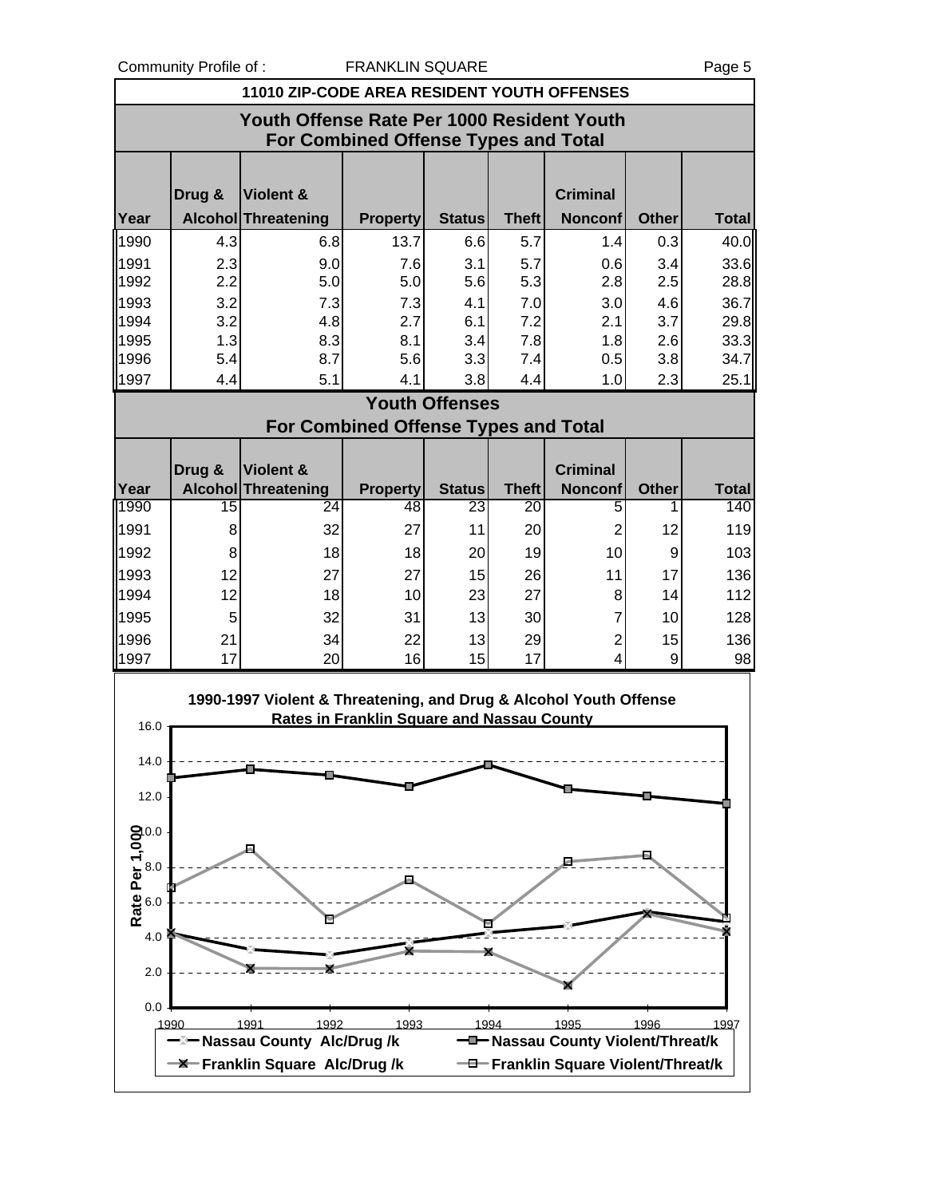## 11010 ZIP-CODE AREA RESIDENT YOUTH OFFENSES

### Youth Offense Rate Per 1000 Resident Youth For Combined Offense Types and Total

| Year | Drug & Alcohol | Violent & Threatening | Property | Status | Theft | Criminal Nonconf | Other | Total |
|---|---|---|---|---|---|---|---|---|
| 1990 | 4.3 | 6.8 | 13.7 | 6.6 | 5.7 | 1.4 | 0.3 | 40.0 |
| 1991 | 2.3 | 9.0 | 7.6 | 3.1 | 5.7 | 0.6 | 3.4 | 33.6 |
| 1992 | 2.2 | 5.0 | 5.0 | 5.6 | 5.3 | 2.8 | 2.5 | 28.8 |
| 1993 | 3.2 | 7.3 | 7.3 | 4.1 | 7.0 | 3.0 | 4.6 | 36.7 |
| 1994 | 3.2 | 4.8 | 2.7 | 6.1 | 7.2 | 2.1 | 3.7 | 29.8 |
| 1995 | 1.3 | 8.3 | 8.1 | 3.4 | 7.8 | 1.8 | 2.6 | 33.3 |
| 1996 | 5.4 | 8.7 | 5.6 | 3.3 | 7.4 | 0.5 | 3.8 | 34.7 |
| 1997 | 4.4 | 5.1 | 4.1 | 3.8 | 4.4 | 1.0 | 2.3 | 25.1 |

### Youth Offenses For Combined Offense Types and Total

| Year | Drug & Alcohol | Violent & Threatening | Property | Status | Theft | Criminal Nonconf | Other | Total |
|---|---|---|---|---|---|---|---|---|
| 1990 | 15 | 24 | 48 | 23 | 20 | 5 | 1 | 140 |
| 1991 | 8 | 32 | 27 | 11 | 20 | 2 | 12 | 119 |
| 1992 | 8 | 18 | 18 | 20 | 19 | 10 | 9 | 103 |
| 1993 | 12 | 27 | 27 | 15 | 26 | 11 | 17 | 136 |
| 1994 | 12 | 18 | 10 | 23 | 27 | 8 | 14 | 112 |
| 1995 | 5 | 32 | 31 | 13 | 30 | 7 | 10 | 128 |
| 1996 | 21 | 34 | 22 | 13 | 29 | 2 | 15 | 136 |
| 1997 | 17 | 20 | 16 | 15 | 17 | 4 | 9 | 98 |

**1990-1997 Violent & Threatening, and Drug & Alcohol Youth Offense Rates in Franklin Square and Nassau County**

Rate Per 1,000

Legend: Nassau County Alc/Drug /k; Nassau County Violent/Threat/k; Franklin Square Alc/Drug /k; Franklin Square Violent/Threat/k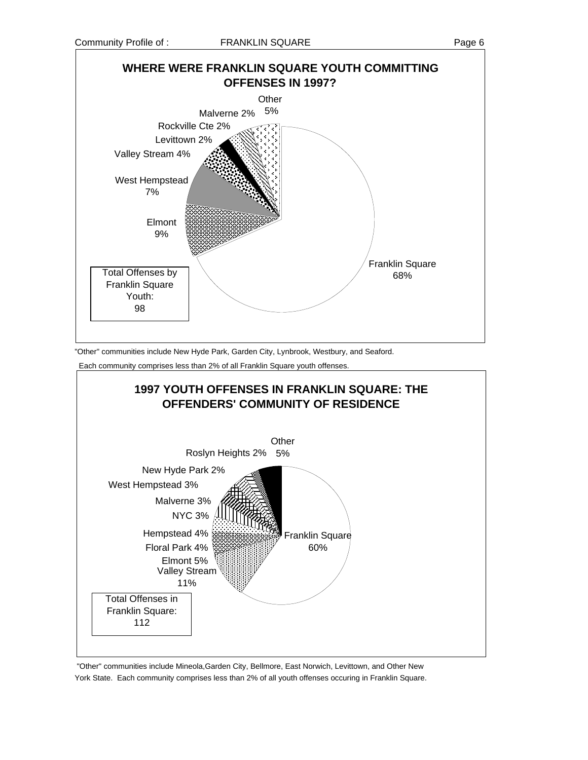## WHERE WERE FRANKLIN SQUARE YOUTH COMMITTING OFFENSES IN 1997?

| Location | Percent |
|---|---|
| Franklin Square | 68% |
| Elmont | 9% |
| West Hempstead | 7% |
| Valley Stream | 4% |
| Levittown | 2% |
| Rockville Cte | 2% |
| Malverne | 2% |
| Other | 5% |

Total Offenses by Franklin Square Youth: 98

"Other" communities include New Hyde Park, Garden City, Lynbrook, Westbury, and Seaford. Each community comprises less than 2% of all Franklin Square youth offenses.

## 1997 YOUTH OFFENSES IN FRANKLIN SQUARE: THE OFFENDERS' COMMUNITY OF RESIDENCE

| Community of Residence | Percent |
|---|---|
| Franklin Square | 60% |
| Valley Stream | 11% |
| Elmont | 5% |
| Floral Park | 4% |
| Hempstead | 4% |
| NYC | 3% |
| Malverne | 3% |
| West Hempstead | 3% |
| New Hyde Park | 2% |
| Roslyn Heights | 2% |
| Other | 5% |

Total Offenses in Franklin Square: 112

"Other" communities include Mineola,Garden City, Bellmore, East Norwich, Levittown, and Other New York State. Each community comprises less than 2% of all youth offenses occuring in Franklin Square.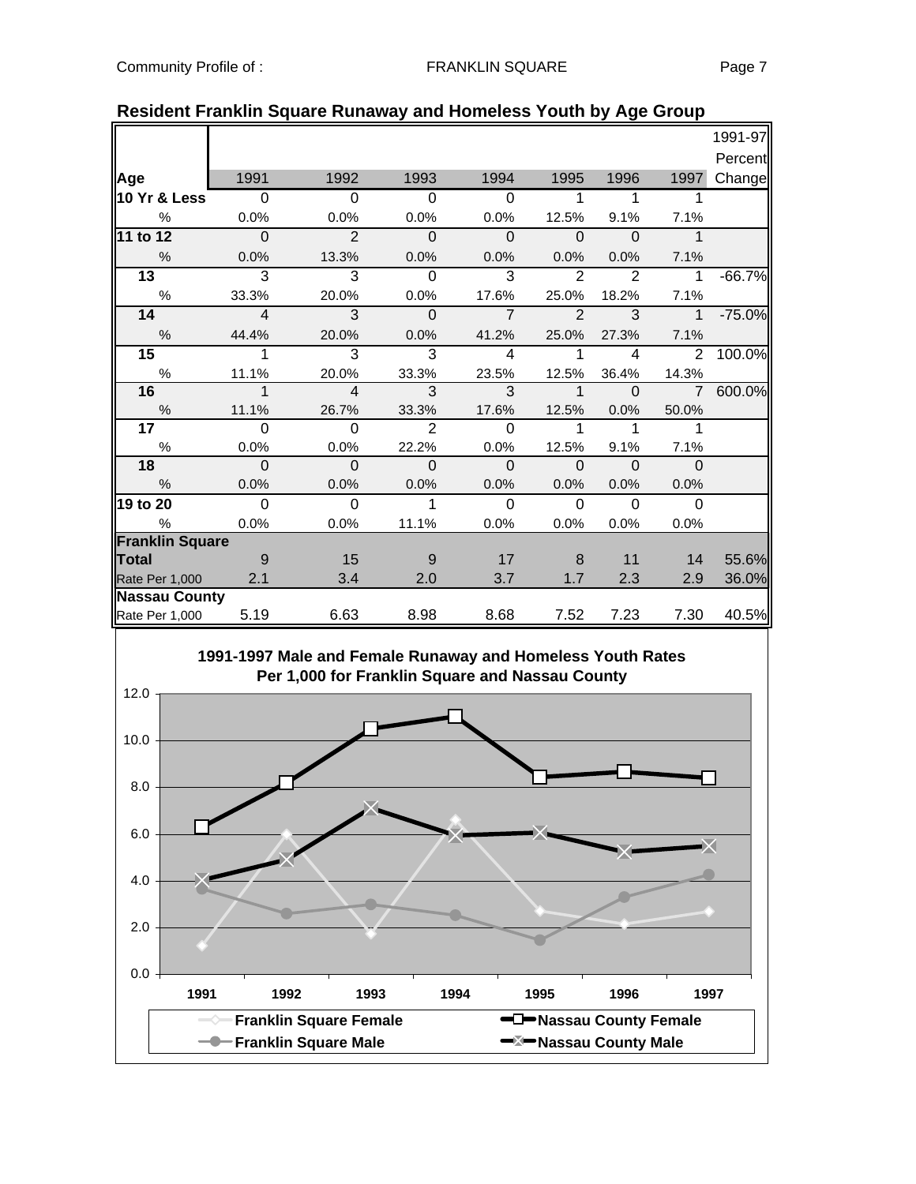## Resident Franklin Square Runaway and Homeless Youth by Age Group

| Age | 1991 | 1992 | 1993 | 1994 | 1995 | 1996 | 1997 | 1991-97 Percent Change |
|---|---|---|---|---|---|---|---|---|
| **10 Yr & Less** | 0 | 0 | 0 | 0 | 1 | 1 | 1 | |
| % | 0.0% | 0.0% | 0.0% | 0.0% | 12.5% | 9.1% | 7.1% | |
| **11 to 12** | 0 | 2 | 0 | 0 | 0 | 0 | 1 | |
| % | 0.0% | 13.3% | 0.0% | 0.0% | 0.0% | 0.0% | 7.1% | |
| **13** | 3 | 3 | 0 | 3 | 2 | 2 | 1 | -66.7% |
| % | 33.3% | 20.0% | 0.0% | 17.6% | 25.0% | 18.2% | 7.1% | |
| **14** | 4 | 3 | 0 | 7 | 2 | 3 | 1 | -75.0% |
| % | 44.4% | 20.0% | 0.0% | 41.2% | 25.0% | 27.3% | 7.1% | |
| **15** | 1 | 3 | 3 | 4 | 1 | 4 | 2 | 100.0% |
| % | 11.1% | 20.0% | 33.3% | 23.5% | 12.5% | 36.4% | 14.3% | |
| **16** | 1 | 4 | 3 | 3 | 1 | 0 | 7 | 600.0% |
| % | 11.1% | 26.7% | 33.3% | 17.6% | 12.5% | 0.0% | 50.0% | |
| **17** | 0 | 0 | 2 | 0 | 1 | 1 | 1 | |
| % | 0.0% | 0.0% | 22.2% | 0.0% | 12.5% | 9.1% | 7.1% | |
| **18** | 0 | 0 | 0 | 0 | 0 | 0 | 0 | |
| % | 0.0% | 0.0% | 0.0% | 0.0% | 0.0% | 0.0% | 0.0% | |
| **19 to 20** | 0 | 0 | 1 | 0 | 0 | 0 | 0 | |
| % | 0.0% | 0.0% | 11.1% | 0.0% | 0.0% | 0.0% | 0.0% | |
| **Franklin Square** | | | | | | | | |
| **Total** | 9 | 15 | 9 | 17 | 8 | 11 | 14 | 55.6% |
| Rate Per 1,000 | 2.1 | 3.4 | 2.0 | 3.7 | 1.7 | 2.3 | 2.9 | 36.0% |
| **Nassau County** | | | | | | | | |
| Rate Per 1,000 | 5.19 | 6.63 | 8.98 | 8.68 | 7.52 | 7.23 | 7.30 | 40.5% |

### 1991-1997 Male and Female Runaway and Homeless Youth Rates Per 1,000 for Franklin Square and Nassau County

Legend: Franklin Square Female; Franklin Square Male; Nassau County Female; Nassau County Male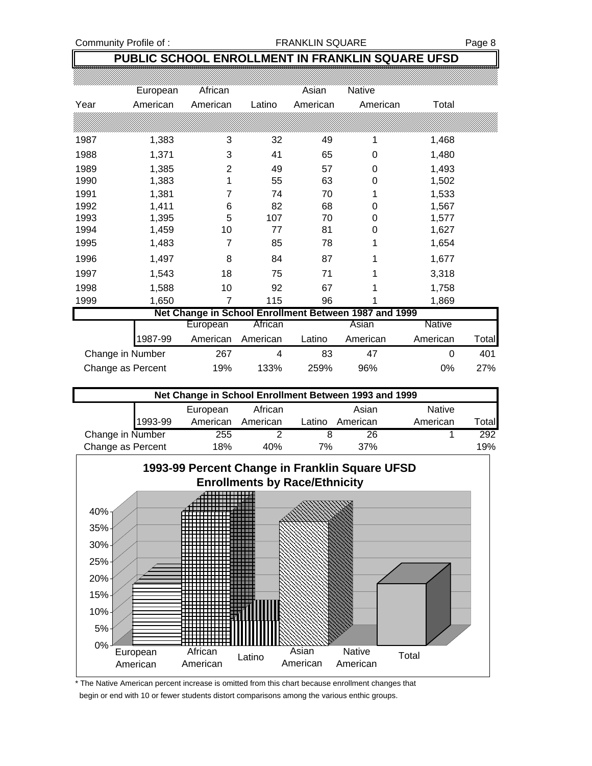## PUBLIC SCHOOL ENROLLMENT IN FRANKLIN SQUARE UFSD

| Year | European American | African American | Latino | Asian American | Native American | Total |
|---|---|---|---|---|---|---|
| 1987 | 1,383 | 3 | 32 | 49 | 1 | 1,468 |
| 1988 | 1,371 | 3 | 41 | 65 | 0 | 1,480 |
| 1989 | 1,385 | 2 | 49 | 57 | 0 | 1,493 |
| 1990 | 1,383 | 1 | 55 | 63 | 0 | 1,502 |
| 1991 | 1,381 | 7 | 74 | 70 | 1 | 1,533 |
| 1992 | 1,411 | 6 | 82 | 68 | 0 | 1,567 |
| 1993 | 1,395 | 5 | 107 | 70 | 0 | 1,577 |
| 1994 | 1,459 | 10 | 77 | 81 | 0 | 1,627 |
| 1995 | 1,483 | 7 | 85 | 78 | 1 | 1,654 |
| 1996 | 1,497 | 8 | 84 | 87 | 1 | 1,677 |
| 1997 | 1,543 | 18 | 75 | 71 | 1 | 3,318 |
| 1998 | 1,588 | 10 | 92 | 67 | 1 | 1,758 |
| 1999 | 1,650 | 7 | 115 | 96 | 1 | 1,869 |

**Net Change in School Enrollment Between 1987 and 1999**

| 1987-99 | European American | African American | Latino | Asian American | Native American | Total |
|---|---|---|---|---|---|---|
| Change in Number | 267 | 4 | 83 | 47 | 0 | 401 |
| Change as Percent | 19% | 133% | 259% | 96% | 0% | 27% |

**Net Change in School Enrollment Between 1993 and 1999**

| 1993-99 | European American | African American | Latino | Asian American | Native American | Total |
|---|---|---|---|---|---|---|
| Change in Number | 255 | 2 | 8 | 26 | 1 | 292 |
| Change as Percent | 18% | 40% | 7% | 37% | | 19% |

**1993-99 Percent Change in Franklin Square UFSD Enrollments by Race/Ethnicity**

| | European American | African American | Latino | Asian American | Native American | Total |
|---|---|---|---|---|---|---|
| Percent change | 18% | 40% | 7% | 37% | | 19% |

\* The Native American percent increase is omitted from this chart because enrollment changes that begin or end with 10 or fewer students distort comparisons among the various enthic groups.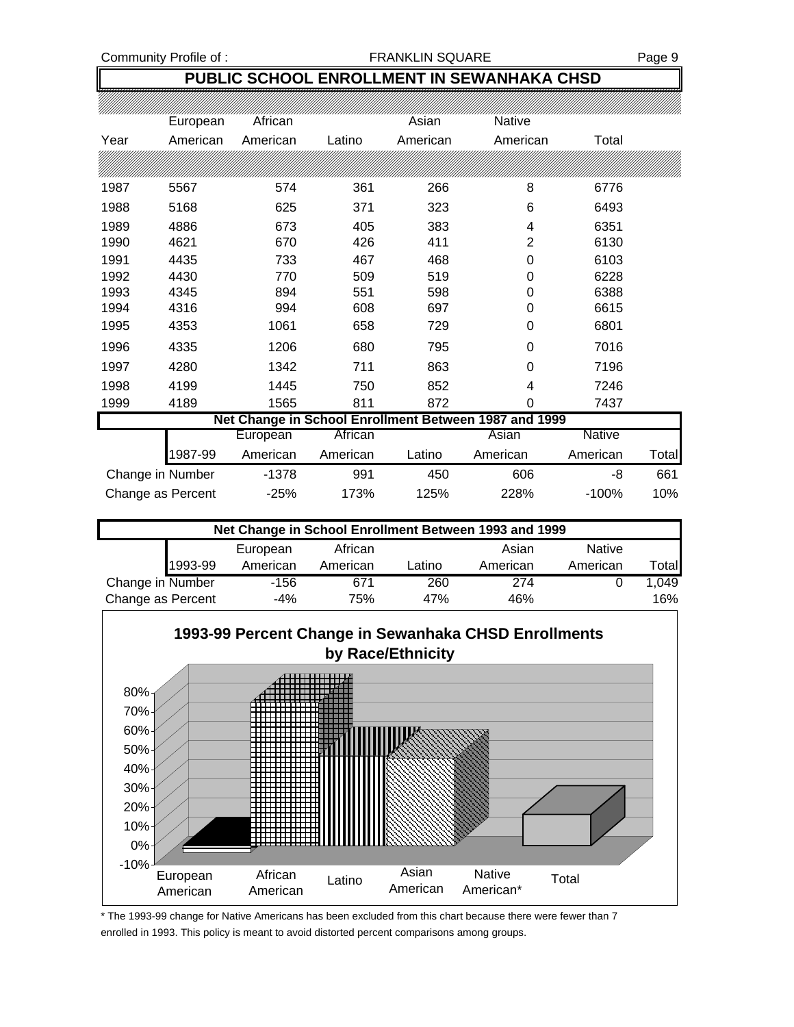## PUBLIC SCHOOL ENROLLMENT IN SEWANHAKA CHSD

| Year | European American | African American | Latino | Asian American | Native American | Total |
|---|---|---|---|---|---|---|
| 1987 | 5567 | 574 | 361 | 266 | 8 | 6776 |
| 1988 | 5168 | 625 | 371 | 323 | 6 | 6493 |
| 1989 | 4886 | 673 | 405 | 383 | 4 | 6351 |
| 1990 | 4621 | 670 | 426 | 411 | 2 | 6130 |
| 1991 | 4435 | 733 | 467 | 468 | 0 | 6103 |
| 1992 | 4430 | 770 | 509 | 519 | 0 | 6228 |
| 1993 | 4345 | 894 | 551 | 598 | 0 | 6388 |
| 1994 | 4316 | 994 | 608 | 697 | 0 | 6615 |
| 1995 | 4353 | 1061 | 658 | 729 | 0 | 6801 |
| 1996 | 4335 | 1206 | 680 | 795 | 0 | 7016 |
| 1997 | 4280 | 1342 | 711 | 863 | 0 | 7196 |
| 1998 | 4199 | 1445 | 750 | 852 | 4 | 7246 |
| 1999 | 4189 | 1565 | 811 | 872 | 0 | 7437 |

**Net Change in School Enrollment Between 1987 and 1999**

| 1987-99 | European American | African American | Latino | Asian American | Native American | Total |
|---|---|---|---|---|---|---|
| Change in Number | -1378 | 991 | 450 | 606 | -8 | 661 |
| Change as Percent | -25% | 173% | 125% | 228% | -100% | 10% |

**Net Change in School Enrollment Between 1993 and 1999**

| 1993-99 | European American | African American | Latino | Asian American | Native American | Total |
|---|---|---|---|---|---|---|
| Change in Number | -156 | 671 | 260 | 274 | 0 | 1,049 |
| Change as Percent | -4% | 75% | 47% | 46% | | 16% |

**1993-99 Percent Change in Sewanhaka CHSD Enrollments by Race/Ethnicity**

\* The 1993-99 change for Native Americans has been excluded from this chart because there were fewer than 7 enrolled in 1993. This policy is meant to avoid distorted percent comparisons among groups.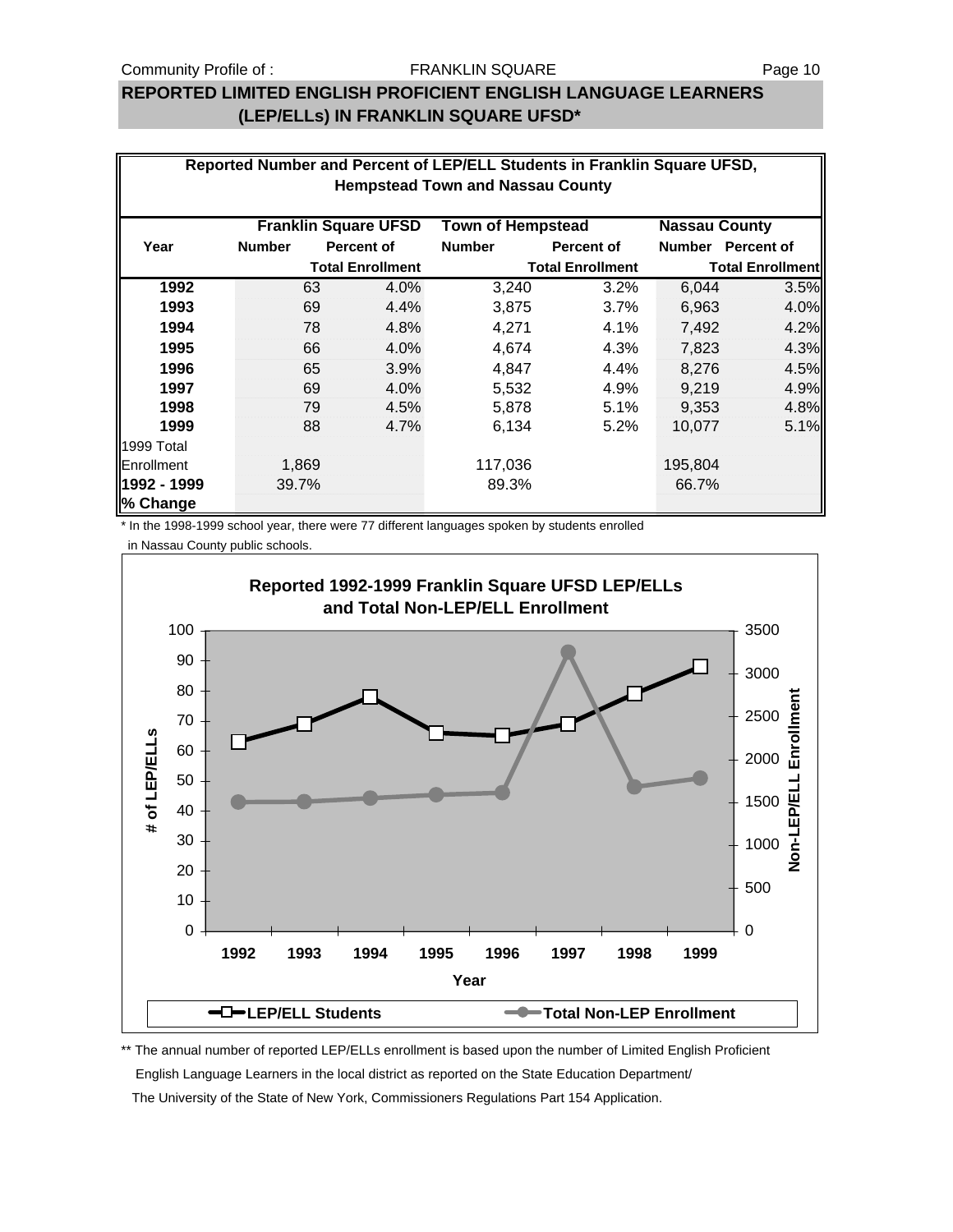## REPORTED LIMITED ENGLISH PROFICIENT ENGLISH LANGUAGE LEARNERS (LEP/ELLs) IN FRANKLIN SQUARE UFSD*

**Reported Number and Percent of LEP/ELL Students in Franklin Square UFSD, Hempstead Town and Nassau County**

| | Franklin Square UFSD | | Town of Hempstead | | Nassau County | |
|---|---|---|---|---|---|---|
| Year | Number | Percent of Total Enrollment | Number | Percent of Total Enrollment | Number | Percent of Total Enrollment |
| **1992** | 63 | 4.0% | 3,240 | 3.2% | 6,044 | 3.5% |
| **1993** | 69 | 4.4% | 3,875 | 3.7% | 6,963 | 4.0% |
| **1994** | 78 | 4.8% | 4,271 | 4.1% | 7,492 | 4.2% |
| **1995** | 66 | 4.0% | 4,674 | 4.3% | 7,823 | 4.3% |
| **1996** | 65 | 3.9% | 4,847 | 4.4% | 8,276 | 4.5% |
| **1997** | 69 | 4.0% | 5,532 | 4.9% | 9,219 | 4.9% |
| **1998** | 79 | 4.5% | 5,878 | 5.1% | 9,353 | 4.8% |
| **1999** | 88 | 4.7% | 6,134 | 5.2% | 10,077 | 5.1% |
| 1999 Total Enrollment | 1,869 | | 117,036 | | 195,804 | |
| **1992 - 1999 % Change** | 39.7% | | 89.3% | | 66.7% | |

\* In the 1998-1999 school year, there were 77 different languages spoken by students enrolled in Nassau County public schools.

**Reported 1992-1999 Franklin Square UFSD LEP/ELLs and Total Non-LEP/ELL Enrollment**

\*\* The annual number of reported LEP/ELLs enrollment is based upon the number of Limited English Proficient English Language Learners in the local district as reported on the State Education Department/ The University of the State of New York, Commissioners Regulations Part 154 Application.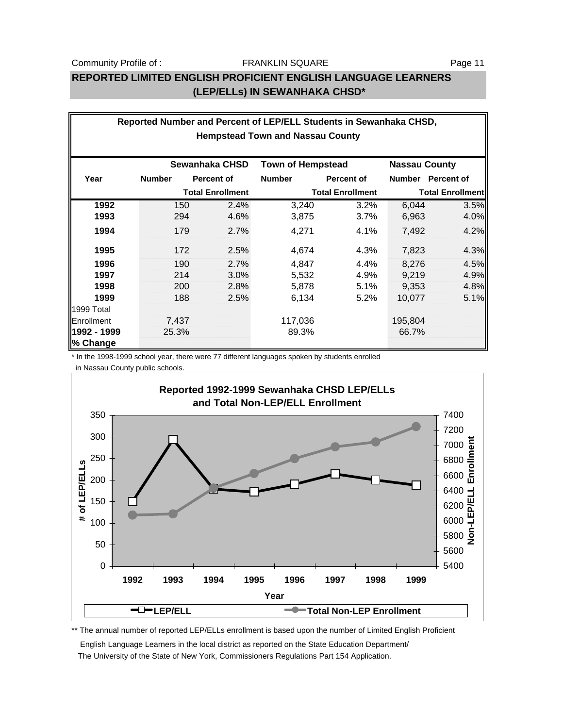## REPORTED LIMITED ENGLISH PROFICIENT ENGLISH LANGUAGE LEARNERS (LEP/ELLs) IN SEWANHAKA CHSD*

**Reported Number and Percent of LEP/ELL Students in Sewanhaka CHSD, Hempstead Town and Nassau County**

| | Sewanhaka CHSD | | Town of Hempstead | | Nassau County | |
|---|---|---|---|---|---|---|
| **Year** | **Number** | **Percent of Total Enrollment** | **Number** | **Percent of Total Enrollment** | **Number** | **Percent of Total Enrollment** |
| **1992** | 150 | 2.4% | 3,240 | 3.2% | 6,044 | 3.5% |
| **1993** | 294 | 4.6% | 3,875 | 3.7% | 6,963 | 4.0% |
| **1994** | 179 | 2.7% | 4,271 | 4.1% | 7,492 | 4.2% |
| **1995** | 172 | 2.5% | 4,674 | 4.3% | 7,823 | 4.3% |
| **1996** | 190 | 2.7% | 4,847 | 4.4% | 8,276 | 4.5% |
| **1997** | 214 | 3.0% | 5,532 | 4.9% | 9,219 | 4.9% |
| **1998** | 200 | 2.8% | 5,878 | 5.1% | 9,353 | 4.8% |
| **1999** | 188 | 2.5% | 6,134 | 5.2% | 10,077 | 5.1% |
| 1999 Total Enrollment | 7,437 | | 117,036 | | 195,804 | |
| **1992 - 1999 % Change** | 25.3% | | 89.3% | | 66.7% | |

\* In the 1998-1999 school year, there were 77 different languages spoken by students enrolled in Nassau County public schools.

**Reported 1992-1999 Sewanhaka CHSD LEP/ELLs and Total Non-LEP/ELL Enrollment**

| Year | LEP/ELL |
|---|---|
| 1992 | 150 |
| 1993 | 294 |
| 1994 | 179 |
| 1995 | 172 |
| 1996 | 190 |
| 1997 | 214 |
| 1998 | 200 |
| 1999 | 188 |

Legend: LEP/ELL; Total Non-LEP Enrollment

\*\* The annual number of reported LEP/ELLs enrollment is based upon the number of Limited English Proficient English Language Learners in the local district as reported on the State Education Department/ The University of the State of New York, Commissioners Regulations Part 154 Application.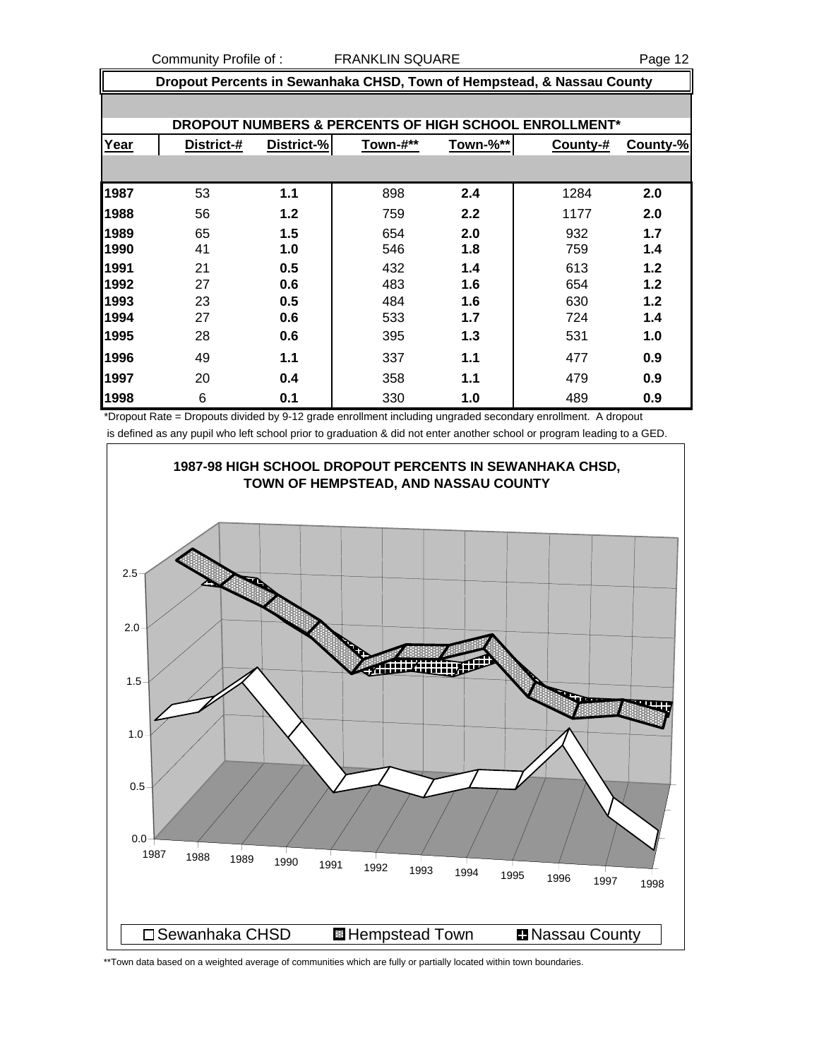## Dropout Percents in Sewanhaka CHSD, Town of Hempstead, & Nassau County

### DROPOUT NUMBERS & PERCENTS OF HIGH SCHOOL ENROLLMENT*

| Year | District-# | District-% | Town-#** | Town-%** | County-# | County-% |
|---|---|---|---|---|---|---|
| 1987 | 53 | **1.1** | 898 | **2.4** | 1284 | **2.0** |
| 1988 | 56 | **1.2** | 759 | **2.2** | 1177 | **2.0** |
| 1989 | 65 | **1.5** | 654 | **2.0** | 932 | **1.7** |
| 1990 | 41 | **1.0** | 546 | **1.8** | 759 | **1.4** |
| 1991 | 21 | **0.5** | 432 | **1.4** | 613 | **1.2** |
| 1992 | 27 | **0.6** | 483 | **1.6** | 654 | **1.2** |
| 1993 | 23 | **0.5** | 484 | **1.6** | 630 | **1.2** |
| 1994 | 27 | **0.6** | 533 | **1.7** | 724 | **1.4** |
| 1995 | 28 | **0.6** | 395 | **1.3** | 531 | **1.0** |
| 1996 | 49 | **1.1** | 337 | **1.1** | 477 | **0.9** |
| 1997 | 20 | **0.4** | 358 | **1.1** | 479 | **0.9** |
| 1998 | 6 | **0.1** | 330 | **1.0** | 489 | **0.9** |

*Dropout Rate = Dropouts divided by 9-12 grade enrollment including ungraded secondary enrollment. A dropout is defined as any pupil who left school prior to graduation & did not enter another school or program leading to a GED.

**1987-98 HIGH SCHOOL DROPOUT PERCENTS IN SEWANHAKA CHSD, TOWN OF HEMPSTEAD, AND NASSAU COUNTY**

Legend: Sewanhaka CHSD, Hempstead Town, Nassau County

**Town data based on a weighted average of communities which are fully or partially located within town boundaries.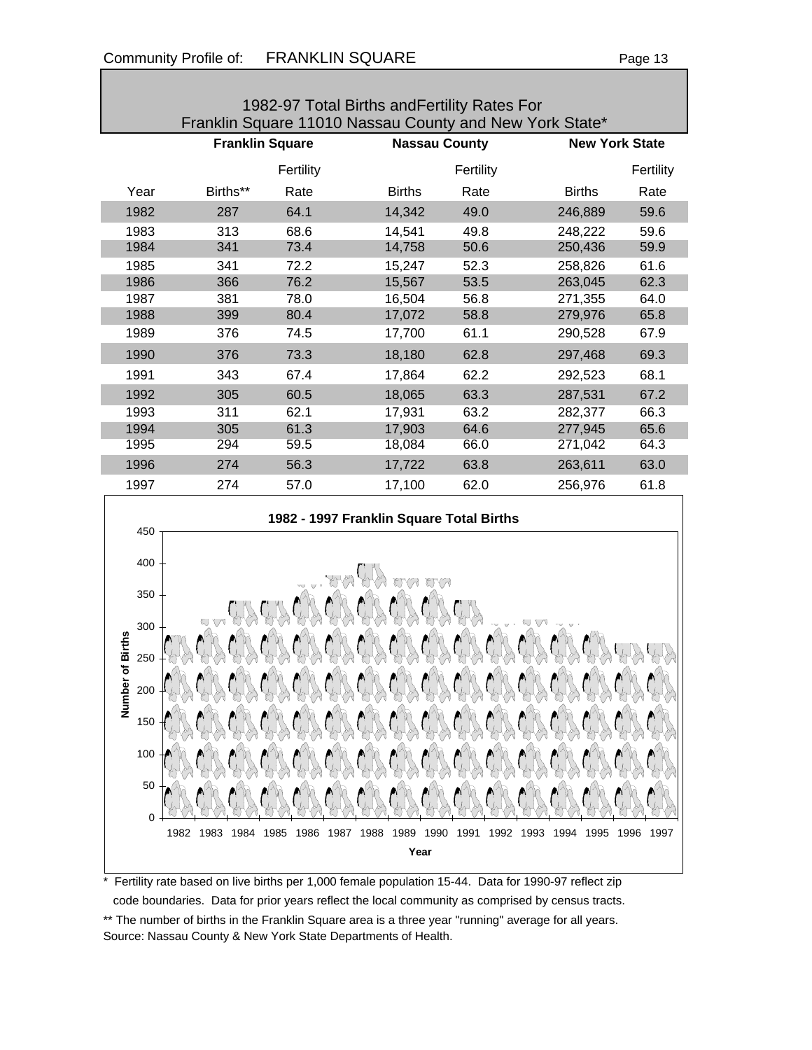## 1982-97 Total Births andFertility Rates For Franklin Square 11010 Nassau County and New York State*

| | Franklin Square | | Nassau County | | New York State | |
|---|---|---|---|---|---|---|
| Year | Births** | Fertility Rate | Births | Fertility Rate | Births | Fertility Rate |
| 1982 | 287 | 64.1 | 14,342 | 49.0 | 246,889 | 59.6 |
| 1983 | 313 | 68.6 | 14,541 | 49.8 | 248,222 | 59.6 |
| 1984 | 341 | 73.4 | 14,758 | 50.6 | 250,436 | 59.9 |
| 1985 | 341 | 72.2 | 15,247 | 52.3 | 258,826 | 61.6 |
| 1986 | 366 | 76.2 | 15,567 | 53.5 | 263,045 | 62.3 |
| 1987 | 381 | 78.0 | 16,504 | 56.8 | 271,355 | 64.0 |
| 1988 | 399 | 80.4 | 17,072 | 58.8 | 279,976 | 65.8 |
| 1989 | 376 | 74.5 | 17,700 | 61.1 | 290,528 | 67.9 |
| 1990 | 376 | 73.3 | 18,180 | 62.8 | 297,468 | 69.3 |
| 1991 | 343 | 67.4 | 17,864 | 62.2 | 292,523 | 68.1 |
| 1992 | 305 | 60.5 | 18,065 | 63.3 | 287,531 | 67.2 |
| 1993 | 311 | 62.1 | 17,931 | 63.2 | 282,377 | 66.3 |
| 1994 | 305 | 61.3 | 17,903 | 64.6 | 277,945 | 65.6 |
| 1995 | 294 | 59.5 | 18,084 | 66.0 | 271,042 | 64.3 |
| 1996 | 274 | 56.3 | 17,722 | 63.8 | 263,611 | 63.0 |
| 1997 | 274 | 57.0 | 17,100 | 62.0 | 256,976 | 61.8 |

**1982 - 1997 Franklin Square Total Births**

Number of Births (0–450) by Year (1982–1997)

\* Fertility rate based on live births per 1,000 female population 15-44. Data for 1990-97 reflect zip code boundaries. Data for prior years reflect the local community as comprised by census tracts.

** The number of births in the Franklin Square area is a three year "running" average for all years.

Source: Nassau County & New York State Departments of Health.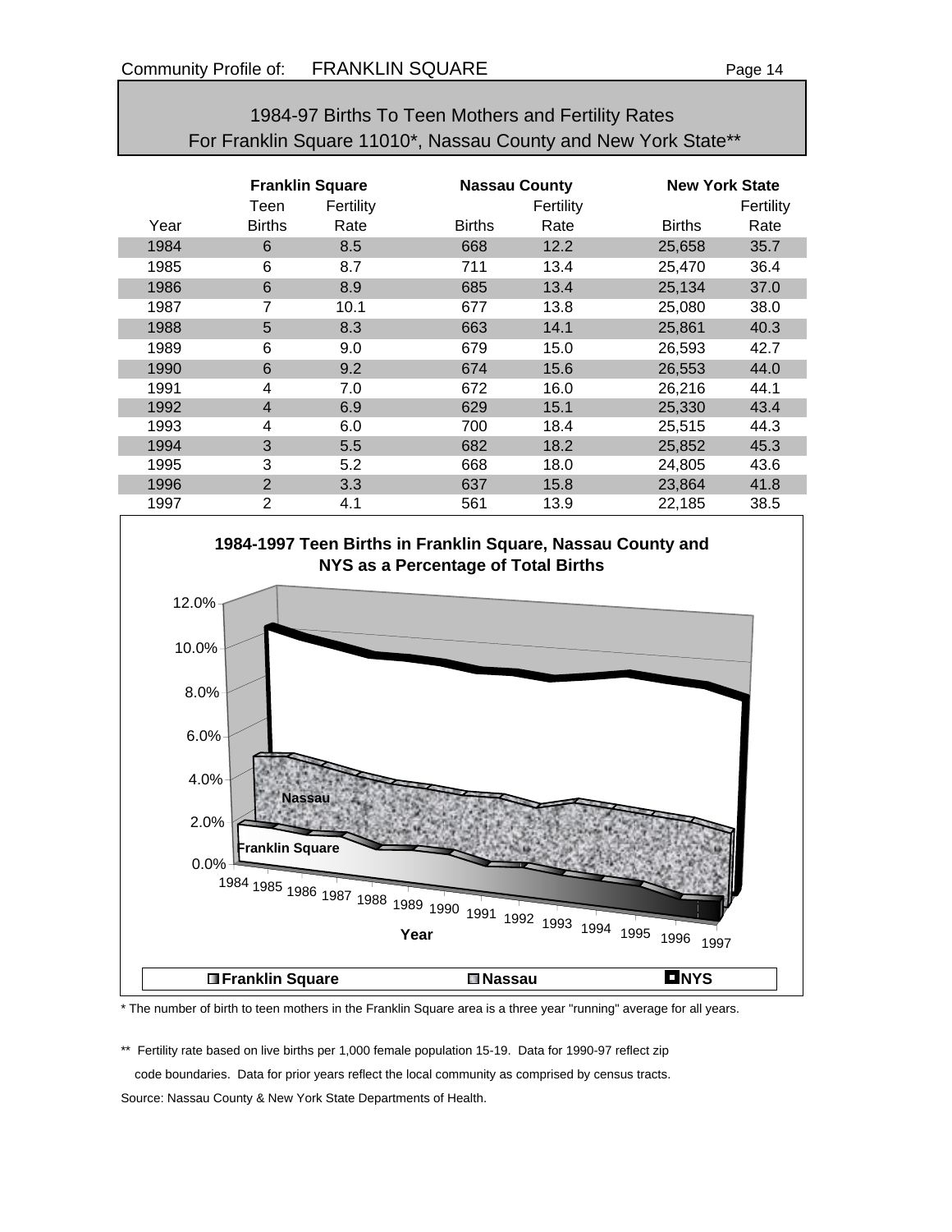## 1984-97 Births To Teen Mothers and Fertility Rates For Franklin Square 11010*, Nassau County and New York State**

| | Franklin Square | | Nassau County | | New York State | |
|---|---|---|---|---|---|---|
| Year | Teen Births | Fertility Rate | Births | Fertility Rate | Births | Fertility Rate |
| 1984 | 6 | 8.5 | 668 | 12.2 | 25,658 | 35.7 |
| 1985 | 6 | 8.7 | 711 | 13.4 | 25,470 | 36.4 |
| 1986 | 6 | 8.9 | 685 | 13.4 | 25,134 | 37.0 |
| 1987 | 7 | 10.1 | 677 | 13.8 | 25,080 | 38.0 |
| 1988 | 5 | 8.3 | 663 | 14.1 | 25,861 | 40.3 |
| 1989 | 6 | 9.0 | 679 | 15.0 | 26,593 | 42.7 |
| 1990 | 6 | 9.2 | 674 | 15.6 | 26,553 | 44.0 |
| 1991 | 4 | 7.0 | 672 | 16.0 | 26,216 | 44.1 |
| 1992 | 4 | 6.9 | 629 | 15.1 | 25,330 | 43.4 |
| 1993 | 4 | 6.0 | 700 | 18.4 | 25,515 | 44.3 |
| 1994 | 3 | 5.5 | 682 | 18.2 | 25,852 | 45.3 |
| 1995 | 3 | 5.2 | 668 | 18.0 | 24,805 | 43.6 |
| 1996 | 2 | 3.3 | 637 | 15.8 | 23,864 | 41.8 |
| 1997 | 2 | 4.1 | 561 | 13.9 | 22,185 | 38.5 |

**1984-1997 Teen Births in Franklin Square, Nassau County and NYS as a Percentage of Total Births**

\* The number of birth to teen mothers in the Franklin Square area is a three year "running" average for all years.

** Fertility rate based on live births per 1,000 female population 15-19. Data for 1990-97 reflect zip code boundaries. Data for prior years reflect the local community as comprised by census tracts.

Source: Nassau County & New York State Departments of Health.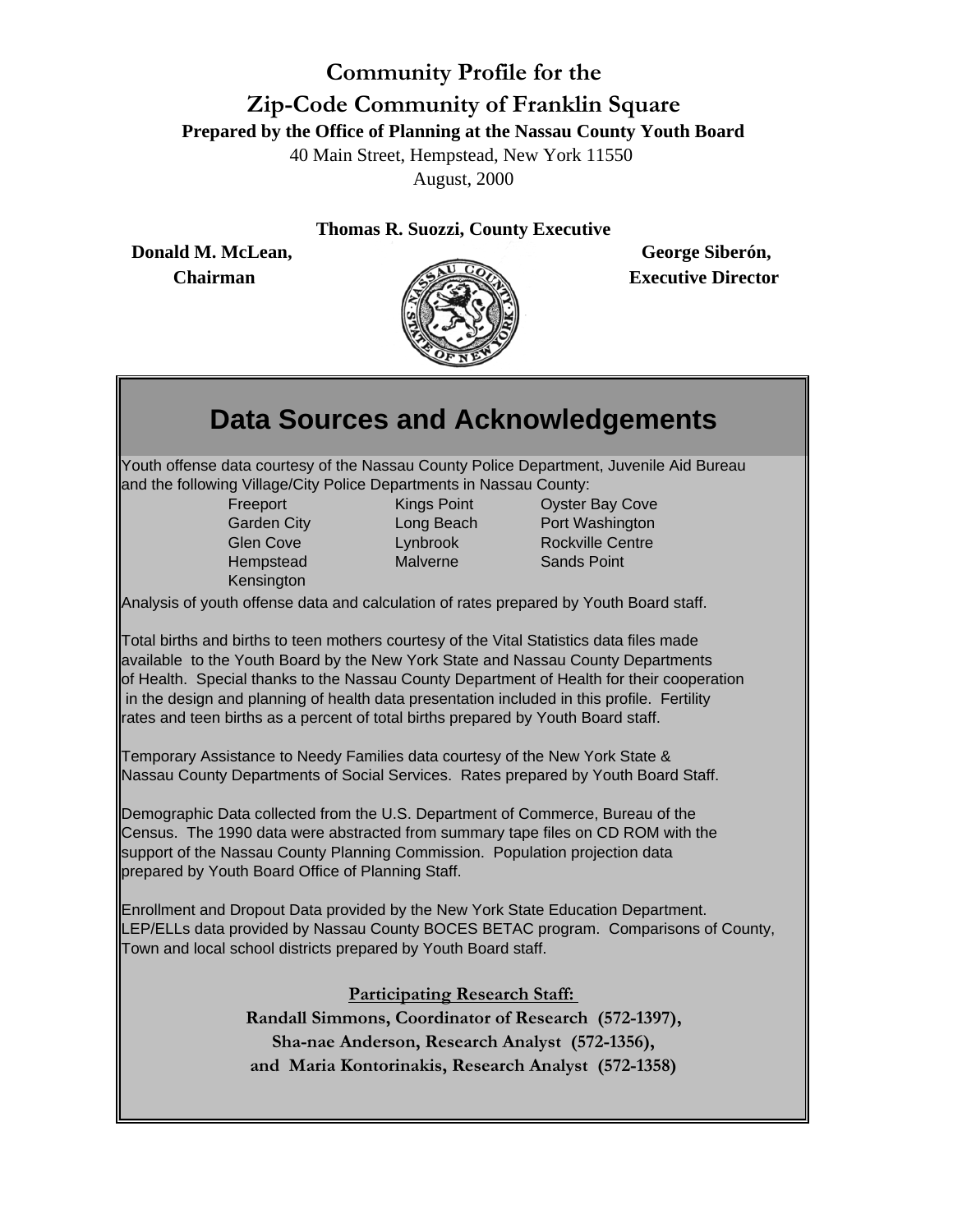**Community Profile for the**

**Zip-Code Community of Franklin Square**

**Prepared by the Office of Planning at the Nassau County Youth Board**

40 Main Street, Hempstead, New York 11550

August, 2000

**Thomas R. Suozzi, County Executive**

**Donald M. McLean, Chairman**

**George Siberón, Executive Director**

# Data Sources and Acknowledgements

Youth offense data courtesy of the Nassau County Police Department, Juvenile Aid Bureau and the following Village/City Police Departments in Nassau County:

| | | |
|---|---|---|
| Freeport | Kings Point | Oyster Bay Cove |
| Garden City | Long Beach | Port Washington |
| Glen Cove | Lynbrook | Rockville Centre |
| Hempstead | Malverne | Sands Point |
| Kensington | | |

Analysis of youth offense data and calculation of rates prepared by Youth Board staff.

Total births and births to teen mothers courtesy of the Vital Statistics data files made available to the Youth Board by the New York State and Nassau County Departments of Health. Special thanks to the Nassau County Department of Health for their cooperation in the design and planning of health data presentation included in this profile. Fertility rates and teen births as a percent of total births prepared by Youth Board staff.

Temporary Assistance to Needy Families data courtesy of the New York State & Nassau County Departments of Social Services. Rates prepared by Youth Board Staff.

Demographic Data collected from the U.S. Department of Commerce, Bureau of the Census. The 1990 data were abstracted from summary tape files on CD ROM with the support of the Nassau County Planning Commission. Population projection data prepared by Youth Board Office of Planning Staff.

Enrollment and Dropout Data provided by the New York State Education Department. LEP/ELLs data provided by Nassau County BOCES BETAC program. Comparisons of County, Town and local school districts prepared by Youth Board staff.

**Participating Research Staff:**

**Randall Simmons, Coordinator of Research (572-1397),**

**Sha-nae Anderson, Research Analyst (572-1356),**

**and Maria Kontorinakis, Research Analyst (572-1358)**